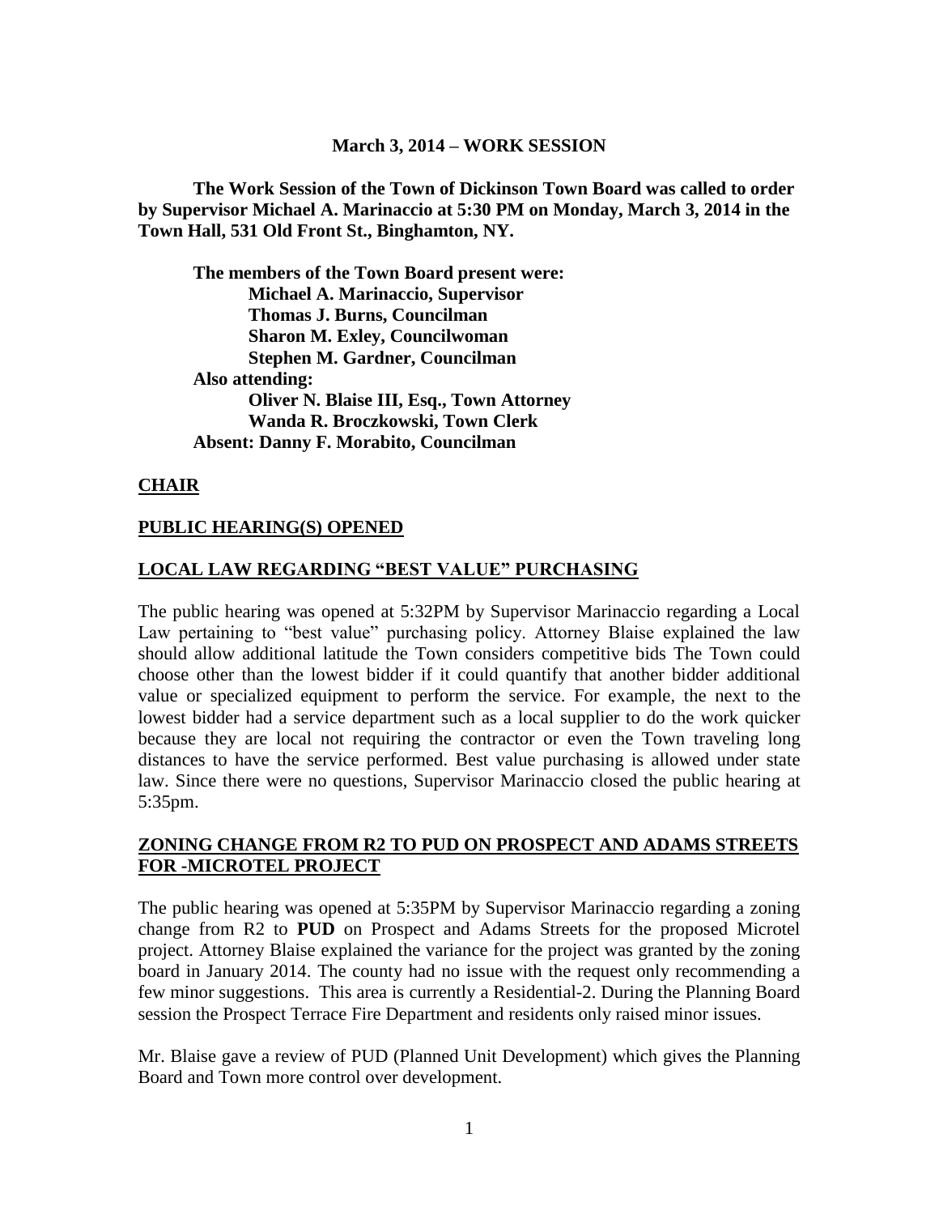**March 3, 2014 – WORK SESSION**

**The Work Session of the Town of Dickinson Town Board was called to order by Supervisor Michael A. Marinaccio at 5:30 PM on Monday, March 3, 2014 in the Town Hall, 531 Old Front St., Binghamton, NY.**

**The members of the Town Board present were:**
**Michael A. Marinaccio, Supervisor**
**Thomas J. Burns, Councilman**
**Sharon M. Exley, Councilwoman**
**Stephen M. Gardner, Councilman**
**Also attending:**
**Oliver N. Blaise III, Esq., Town Attorney**
**Wanda R. Broczkowski, Town Clerk**
**Absent: Danny F. Morabito, Councilman**

## CHAIR

## PUBLIC HEARING(S) OPENED

## LOCAL LAW REGARDING "BEST VALUE" PURCHASING

The public hearing was opened at 5:32PM by Supervisor Marinaccio regarding a Local Law pertaining to "best value" purchasing policy. Attorney Blaise explained the law should allow additional latitude the Town considers competitive bids The Town could choose other than the lowest bidder if it could quantify that another bidder additional value or specialized equipment to perform the service. For example, the next to the lowest bidder had a service department such as a local supplier to do the work quicker because they are local not requiring the contractor or even the Town traveling long distances to have the service performed. Best value purchasing is allowed under state law. Since there were no questions, Supervisor Marinaccio closed the public hearing at 5:35pm.

## ZONING CHANGE FROM R2 TO PUD ON PROSPECT AND ADAMS STREETS FOR -MICROTEL PROJECT

The public hearing was opened at 5:35PM by Supervisor Marinaccio regarding a zoning change from R2 to **PUD** on Prospect and Adams Streets for the proposed Microtel project. Attorney Blaise explained the variance for the project was granted by the zoning board in January 2014. The county had no issue with the request only recommending a few minor suggestions. This area is currently a Residential-2. During the Planning Board session the Prospect Terrace Fire Department and residents only raised minor issues.

Mr. Blaise gave a review of PUD (Planned Unit Development) which gives the Planning Board and Town more control over development.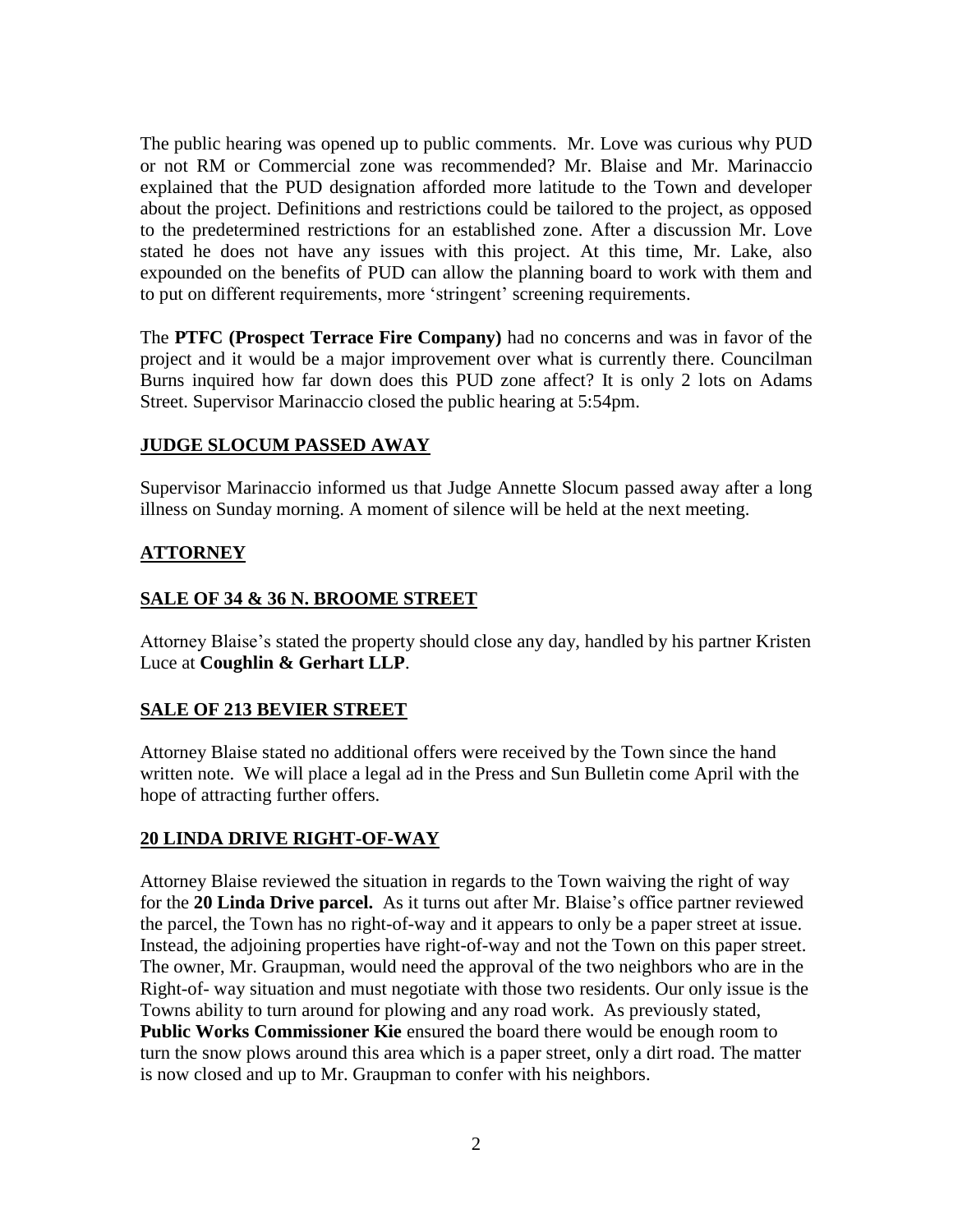The public hearing was opened up to public comments. Mr. Love was curious why PUD or not RM or Commercial zone was recommended? Mr. Blaise and Mr. Marinaccio explained that the PUD designation afforded more latitude to the Town and developer about the project. Definitions and restrictions could be tailored to the project, as opposed to the predetermined restrictions for an established zone. After a discussion Mr. Love stated he does not have any issues with this project. At this time, Mr. Lake, also expounded on the benefits of PUD can allow the planning board to work with them and to put on different requirements, more 'stringent' screening requirements.

The **PTFC (Prospect Terrace Fire Company)** had no concerns and was in favor of the project and it would be a major improvement over what is currently there. Councilman Burns inquired how far down does this PUD zone affect? It is only 2 lots on Adams Street. Supervisor Marinaccio closed the public hearing at 5:54pm.

## JUDGE SLOCUM PASSED AWAY

Supervisor Marinaccio informed us that Judge Annette Slocum passed away after a long illness on Sunday morning. A moment of silence will be held at the next meeting.

## ATTORNEY

## SALE OF 34 & 36 N. BROOME STREET

Attorney Blaise's stated the property should close any day, handled by his partner Kristen Luce at **Coughlin & Gerhart LLP**.

## SALE OF 213 BEVIER STREET

Attorney Blaise stated no additional offers were received by the Town since the hand written note. We will place a legal ad in the Press and Sun Bulletin come April with the hope of attracting further offers.

## 20 LINDA DRIVE RIGHT-OF-WAY

Attorney Blaise reviewed the situation in regards to the Town waiving the right of way for the **20 Linda Drive parcel.** As it turns out after Mr. Blaise's office partner reviewed the parcel, the Town has no right-of-way and it appears to only be a paper street at issue. Instead, the adjoining properties have right-of-way and not the Town on this paper street. The owner, Mr. Graupman, would need the approval of the two neighbors who are in the Right-of- way situation and must negotiate with those two residents. Our only issue is the Towns ability to turn around for plowing and any road work. As previously stated, **Public Works Commissioner Kie** ensured the board there would be enough room to turn the snow plows around this area which is a paper street, only a dirt road. The matter is now closed and up to Mr. Graupman to confer with his neighbors.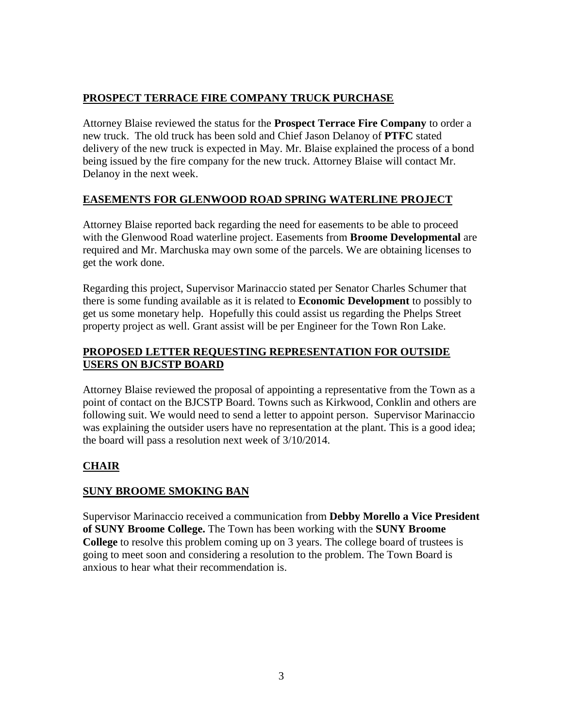**<u>PROSPECT TERRACE FIRE COMPANY TRUCK PURCHASE</u>**

Attorney Blaise reviewed the status for the **Prospect Terrace Fire Company** to order a new truck. The old truck has been sold and Chief Jason Delanoy of **PTFC** stated delivery of the new truck is expected in May. Mr. Blaise explained the process of a bond being issued by the fire company for the new truck. Attorney Blaise will contact Mr. Delanoy in the next week.

**<u>EASEMENTS FOR GLENWOOD ROAD SPRING WATERLINE PROJECT</u>**

Attorney Blaise reported back regarding the need for easements to be able to proceed with the Glenwood Road waterline project. Easements from **Broome Developmental** are required and Mr. Marchuska may own some of the parcels. We are obtaining licenses to get the work done.

Regarding this project, Supervisor Marinaccio stated per Senator Charles Schumer that there is some funding available as it is related to **Economic Development** to possibly to get us some monetary help. Hopefully this could assist us regarding the Phelps Street property project as well. Grant assist will be per Engineer for the Town Ron Lake.

**<u>PROPOSED LETTER REQUESTING REPRESENTATION FOR OUTSIDE USERS ON BJCSTP BOARD</u>**

Attorney Blaise reviewed the proposal of appointing a representative from the Town as a point of contact on the BJCSTP Board. Towns such as Kirkwood, Conklin and others are following suit. We would need to send a letter to appoint person. Supervisor Marinaccio was explaining the outsider users have no representation at the plant. This is a good idea; the board will pass a resolution next week of 3/10/2014.

**<u>CHAIR</u>**

**<u>SUNY BROOME SMOKING BAN</u>**

Supervisor Marinaccio received a communication from **Debby Morello a Vice President of SUNY Broome College.** The Town has been working with the **SUNY Broome College** to resolve this problem coming up on 3 years. The college board of trustees is going to meet soon and considering a resolution to the problem. The Town Board is anxious to hear what their recommendation is.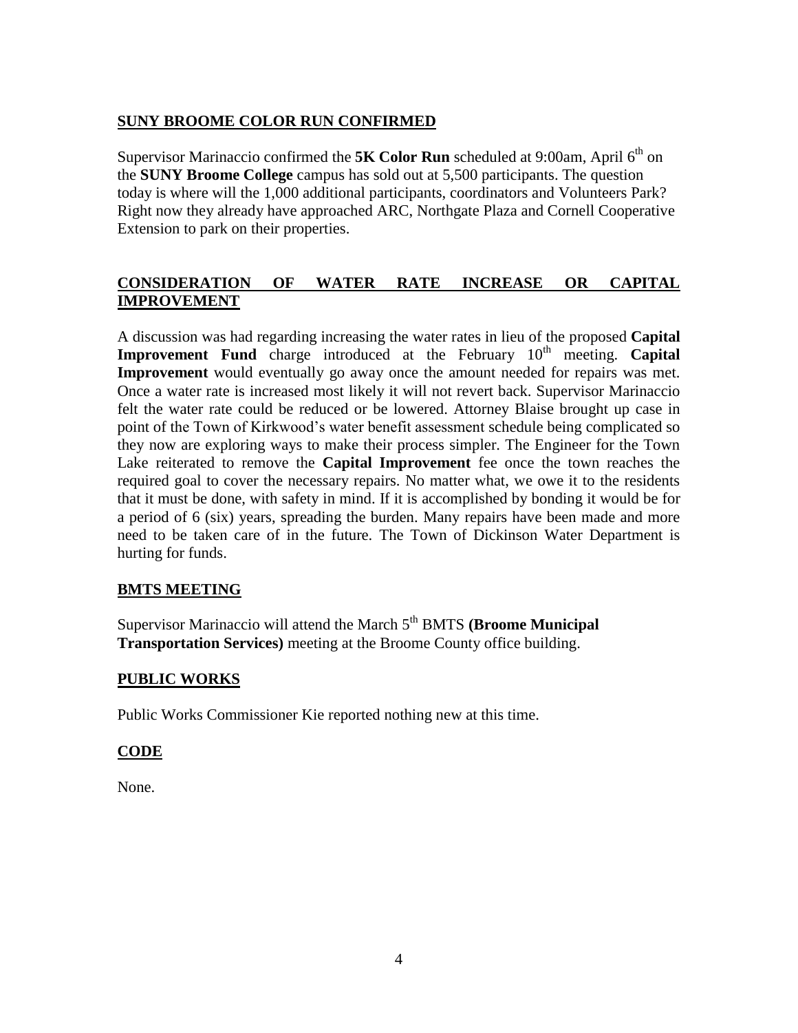## SUNY BROOME COLOR RUN CONFIRMED

Supervisor Marinaccio confirmed the **5K Color Run** scheduled at 9:00am, April 6th on the **SUNY Broome College** campus has sold out at 5,500 participants. The question today is where will the 1,000 additional participants, coordinators and Volunteers Park? Right now they already have approached ARC, Northgate Plaza and Cornell Cooperative Extension to park on their properties.

## CONSIDERATION OF WATER RATE INCREASE OR CAPITAL IMPROVEMENT

A discussion was had regarding increasing the water rates in lieu of the proposed **Capital Improvement Fund** charge introduced at the February 10th meeting. **Capital Improvement** would eventually go away once the amount needed for repairs was met. Once a water rate is increased most likely it will not revert back. Supervisor Marinaccio felt the water rate could be reduced or be lowered. Attorney Blaise brought up case in point of the Town of Kirkwood's water benefit assessment schedule being complicated so they now are exploring ways to make their process simpler. The Engineer for the Town Lake reiterated to remove the **Capital Improvement** fee once the town reaches the required goal to cover the necessary repairs. No matter what, we owe it to the residents that it must be done, with safety in mind. If it is accomplished by bonding it would be for a period of 6 (six) years, spreading the burden. Many repairs have been made and more need to be taken care of in the future. The Town of Dickinson Water Department is hurting for funds.

## BMTS MEETING

Supervisor Marinaccio will attend the March 5th BMTS **(Broome Municipal Transportation Services)** meeting at the Broome County office building.

## PUBLIC WORKS

Public Works Commissioner Kie reported nothing new at this time.

## CODE

None.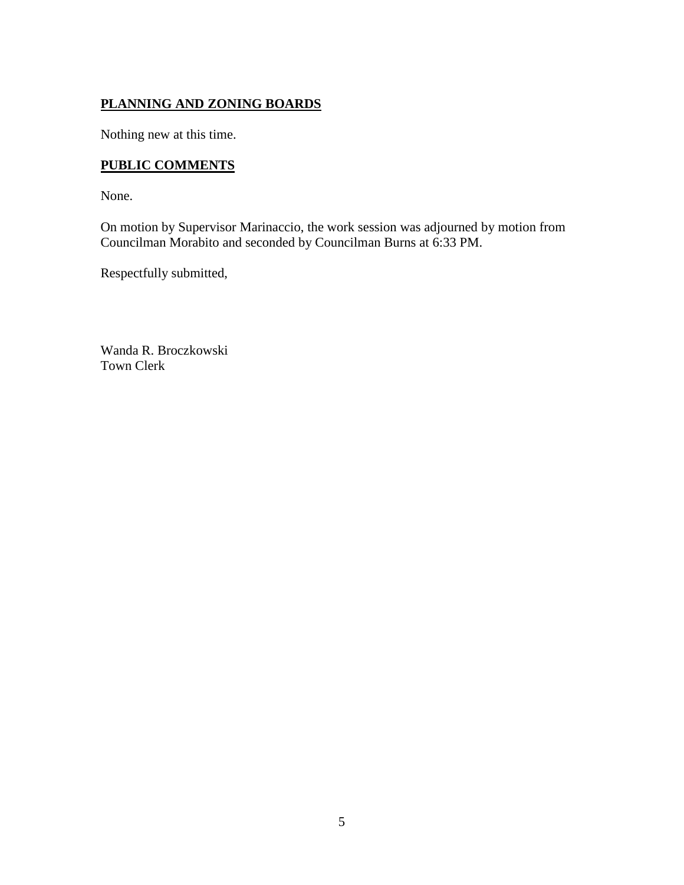## PLANNING AND ZONING BOARDS

Nothing new at this time.

## PUBLIC COMMENTS

None.

On motion by Supervisor Marinaccio, the work session was adjourned by motion from Councilman Morabito and seconded by Councilman Burns at 6:33 PM.

Respectfully submitted,

Wanda R. Broczkowski
Town Clerk